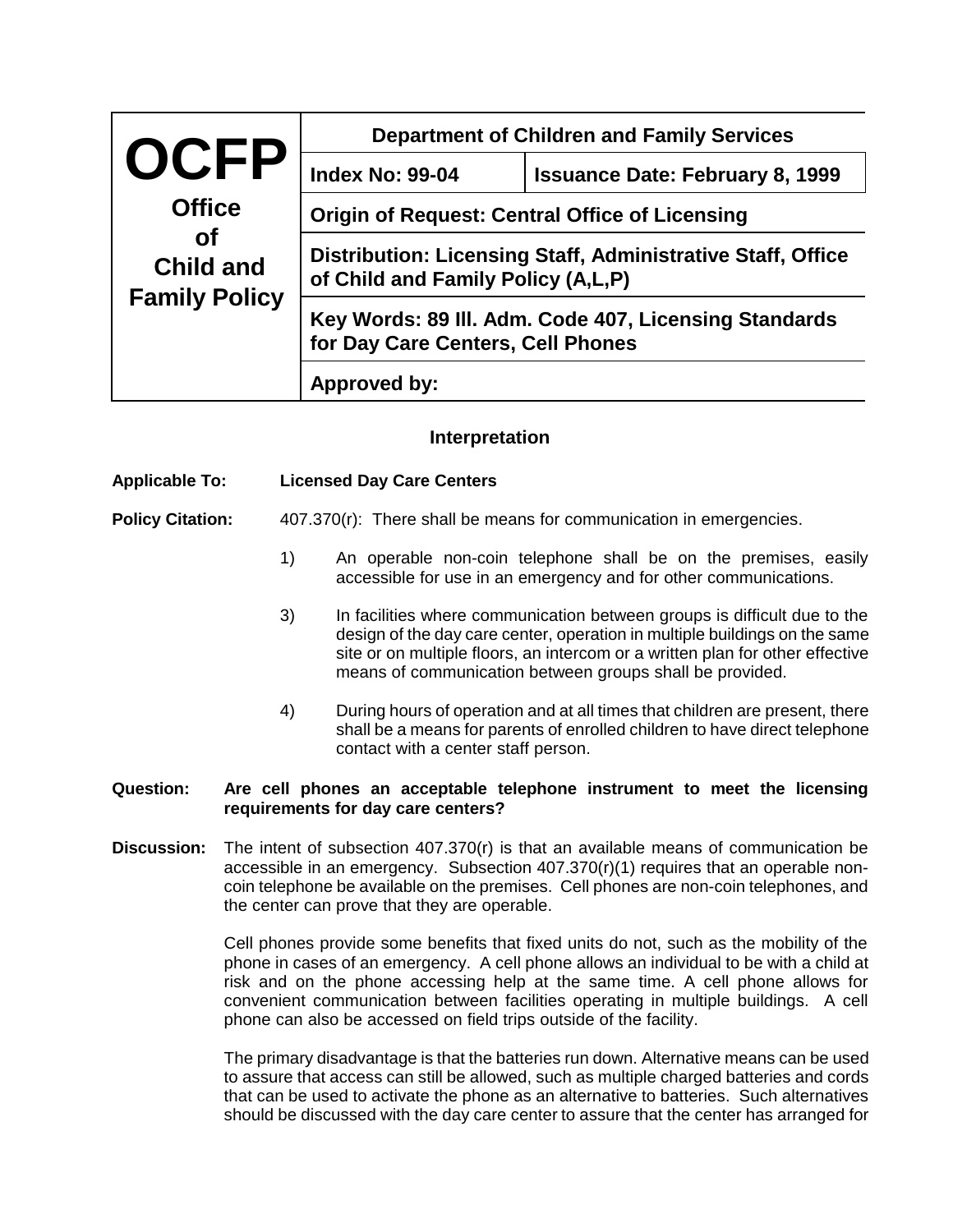| OCFP Office of Child and Family Policy | Department of Children and Family Services | |
|---|---|---|
| | **Index No: 99-04** | **Issuance Date: February 8, 1999** |
| | **Origin of Request: Central Office of Licensing** | |
| | **Distribution: Licensing Staff, Administrative Staff, Office of Child and Family Policy (A,L,P)** | |
| | **Key Words: 89 Ill. Adm. Code 407, Licensing Standards for Day Care Centers, Cell Phones** | |
| | **Approved by:** | |

## Interpretation

**Applicable To:** **Licensed Day Care Centers**

**Policy Citation:** 407.370(r): There shall be means for communication in emergencies.

1) An operable non-coin telephone shall be on the premises, easily accessible for use in an emergency and for other communications.

3) In facilities where communication between groups is difficult due to the design of the day care center, operation in multiple buildings on the same site or on multiple floors, an intercom or a written plan for other effective means of communication between groups shall be provided.

4) During hours of operation and at all times that children are present, there shall be a means for parents of enrolled children to have direct telephone contact with a center staff person.

**Question:** **Are cell phones an acceptable telephone instrument to meet the licensing requirements for day care centers?**

**Discussion:** The intent of subsection 407.370(r) is that an available means of communication be accessible in an emergency. Subsection 407.370(r)(1) requires that an operable non-coin telephone be available on the premises. Cell phones are non-coin telephones, and the center can prove that they are operable.

Cell phones provide some benefits that fixed units do not, such as the mobility of the phone in cases of an emergency. A cell phone allows an individual to be with a child at risk and on the phone accessing help at the same time. A cell phone allows for convenient communication between facilities operating in multiple buildings. A cell phone can also be accessed on field trips outside of the facility.

The primary disadvantage is that the batteries run down. Alternative means can be used to assure that access can still be allowed, such as multiple charged batteries and cords that can be used to activate the phone as an alternative to batteries. Such alternatives should be discussed with the day care center to assure that the center has arranged for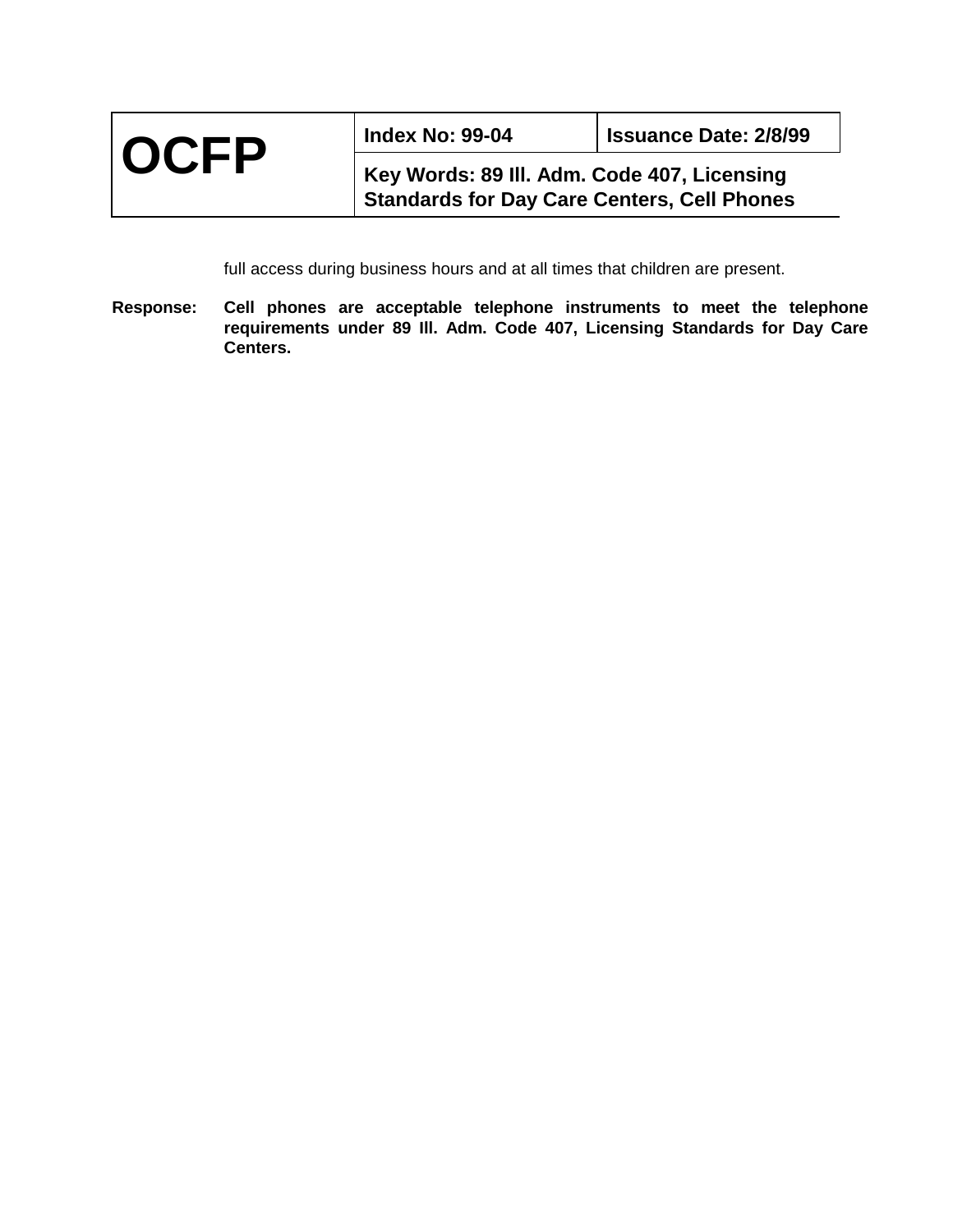full access during business hours and at all times that children are present.

**Response:** **Cell phones are acceptable telephone instruments to meet the telephone requirements under 89 Ill. Adm. Code 407, Licensing Standards for Day Care Centers.**